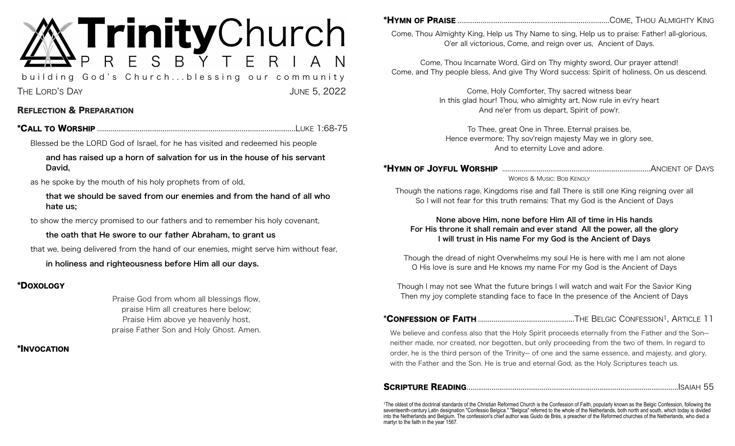# TrinityChurch PRESBYTERIAN

building God's Church...blessing our community

THE LORD'S DAY — JUNE 5, 2022

## REFLECTION & PREPARATION

**\*CALL TO WORSHIP** ........ LUKE 1:68-75

Blessed be the LORD God of Israel, for he has visited and redeemed his people

**and has raised up a horn of salvation for us in the house of his servant David,**

as he spoke by the mouth of his holy prophets from of old,

**that we should be saved from our enemies and from the hand of all who hate us;**

to show the mercy promised to our fathers and to remember his holy covenant,

**the oath that He swore to our father Abraham, to grant us**

that we, being delivered from the hand of our enemies, might serve him without fear,

**in holiness and righteousness before Him all our days.**

**\*DOXOLOGY**

Praise God from whom all blessings flow,
praise Him all creatures here below;
Praise Him above ye heavenly host,
praise Father Son and Holy Ghost. Amen.

**\*INVOCATION**

**\*HYMN OF PRAISE** ........ COME, THOU ALMIGHTY KING

Come, Thou Almighty King, Help us Thy Name to sing, Help us to praise: Father! all-glorious, O'er all victorious, Come, and reign over us, Ancient of Days.

Come, Thou Incarnate Word, Gird on Thy mighty sword, Our prayer attend! Come, and Thy people bless, And give Thy Word success: Spirit of holiness, On us descend.

Come, Holy Comforter, Thy sacred witness bear
In this glad hour! Thou, who almighty art, Now rule in ev'ry heart
And ne'er from us depart, Spirit of pow'r.

To Thee, great One in Three, Eternal praises be,
Hence evermore; Thy sov'reign majesty May we in glory see,
And to eternity Love and adore.

**\*HYMN OF JOYFUL WORSHIP** ........ ANCIENT OF DAYS

WORDS & MUSIC: BOB KENOLY

Though the nations rage, Kingdoms rise and fall There is still one King reigning over all
So I will not fear for this truth remains: That my God is the Ancient of Days

**None above Him, none before Him All of time in His hands**
**For His throne it shall remain and ever stand All the power, all the glory**
**I will trust in His name For my God is the Ancient of Days**

Though the dread of night Overwhelms my soul He is here with me I am not alone
O His love is sure and He knows my name For my God is the Ancient of Days

Though I may not see What the future brings I will watch and wait For the Savior King
Then my joy complete standing face to face In the presence of the Ancient of Days

**\*CONFESSION OF FAITH** ........ THE BELGIC CONFESSION[1], ARTICLE 11

We believe and confess also that the Holy Spirit proceeds eternally from the Father and the Son-- neither made, nor created, nor begotten, but only proceeding from the two of them. In regard to order, he is the third person of the Trinity-- of one and the same essence, and majesty, and glory, with the Father and the Son. He is true and eternal God, as the Holy Scriptures teach us.

**SCRIPTURE READING** ........ ISAIAH 55

[1]The oldest of the doctrinal standards of the Christian Reformed Church is the Confession of Faith, popularly known as the Belgic Confession, following the seventeenth-century Latin designation "Confessio Belgica." "Belgica" referred to the whole of the Netherlands, both north and south, which today is divided into the Netherlands and Belgium. The confession's chief author was Guido de Brès, a preacher of the Reformed churches of the Netherlands, who died a martyr to the faith in the year 1567.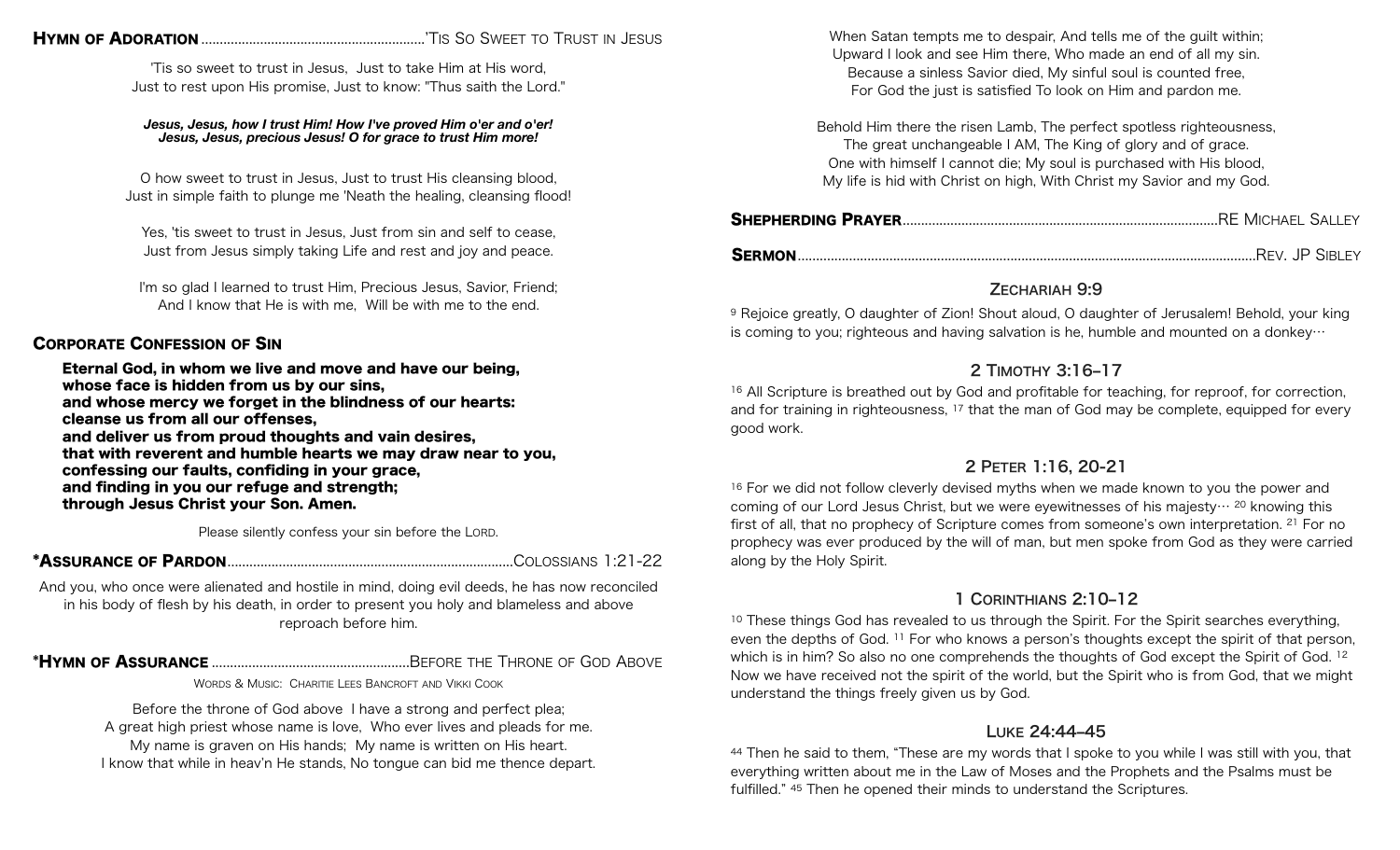**HYMN OF ADORATION** ........................................................... 'TIS SO SWEET TO TRUST IN JESUS

'Tis so sweet to trust in Jesus, Just to take Him at His word,
Just to rest upon His promise, Just to know: "Thus saith the Lord."

***Jesus, Jesus, how I trust Him! How I've proved Him o'er and o'er!***
***Jesus, Jesus, precious Jesus! O for grace to trust Him more!***

O how sweet to trust in Jesus, Just to trust His cleansing blood,
Just in simple faith to plunge me 'Neath the healing, cleansing flood!

Yes, 'tis sweet to trust in Jesus, Just from sin and self to cease,
Just from Jesus simply taking Life and rest and joy and peace.

I'm so glad I learned to trust Him, Precious Jesus, Savior, Friend;
And I know that He is with me, Will be with me to the end.

**CORPORATE CONFESSION OF SIN**

**Eternal God, in whom we live and move and have our being,**
**whose face is hidden from us by our sins,**
**and whose mercy we forget in the blindness of our hearts:**
**cleanse us from all our offenses,**
**and deliver us from proud thoughts and vain desires,**
**that with reverent and humble hearts we may draw near to you,**
**confessing our faults, confiding in your grace,**
**and finding in you our refuge and strength;**
**through Jesus Christ your Son. Amen.**

Please silently confess your sin before the LORD.

***ASSURANCE OF PARDON** ........................................................................... COLOSSIANS 1:21-22

And you, who once were alienated and hostile in mind, doing evil deeds, he has now reconciled in his body of flesh by his death, in order to present you holy and blameless and above reproach before him.

***HYMN OF ASSURANCE** .................................................... BEFORE THE THRONE OF GOD ABOVE

WORDS & MUSIC: CHARITIE LEES BANCROFT AND VIKKI COOK

Before the throne of God above I have a strong and perfect plea;
A great high priest whose name is love, Who ever lives and pleads for me.
My name is graven on His hands; My name is written on His heart.
I know that while in heav'n He stands, No tongue can bid me thence depart.

When Satan tempts me to despair, And tells me of the guilt within;
Upward I look and see Him there, Who made an end of all my sin.
Because a sinless Savior died, My sinful soul is counted free,
For God the just is satisfied To look on Him and pardon me.

Behold Him there the risen Lamb, The perfect spotless righteousness,
The great unchangeable I AM, The King of glory and of grace.
One with himself I cannot die; My soul is purchased with His blood,
My life is hid with Christ on high, With Christ my Savior and my God.

**SHEPHERDING PRAYER** ..................................................................................... RE MICHAEL SALLEY

**SERMON** ........................................................................................................................... REV. JP SIBLEY

## ZECHARIAH 9:9

9 Rejoice greatly, O daughter of Zion! Shout aloud, O daughter of Jerusalem! Behold, your king is coming to you; righteous and having salvation is he, humble and mounted on a donkey…

## 2 TIMOTHY 3:16–17

16 All Scripture is breathed out by God and profitable for teaching, for reproof, for correction, and for training in righteousness, 17 that the man of God may be complete, equipped for every good work.

## 2 PETER 1:16, 20-21

16 For we did not follow cleverly devised myths when we made known to you the power and coming of our Lord Jesus Christ, but we were eyewitnesses of his majesty… 20 knowing this first of all, that no prophecy of Scripture comes from someone's own interpretation. 21 For no prophecy was ever produced by the will of man, but men spoke from God as they were carried along by the Holy Spirit.

## 1 CORINTHIANS 2:10–12

10 These things God has revealed to us through the Spirit. For the Spirit searches everything, even the depths of God. 11 For who knows a person's thoughts except the spirit of that person, which is in him? So also no one comprehends the thoughts of God except the Spirit of God. 12 Now we have received not the spirit of the world, but the Spirit who is from God, that we might understand the things freely given us by God.

## LUKE 24:44–45

44 Then he said to them, "These are my words that I spoke to you while I was still with you, that everything written about me in the Law of Moses and the Prophets and the Psalms must be fulfilled." 45 Then he opened their minds to understand the Scriptures.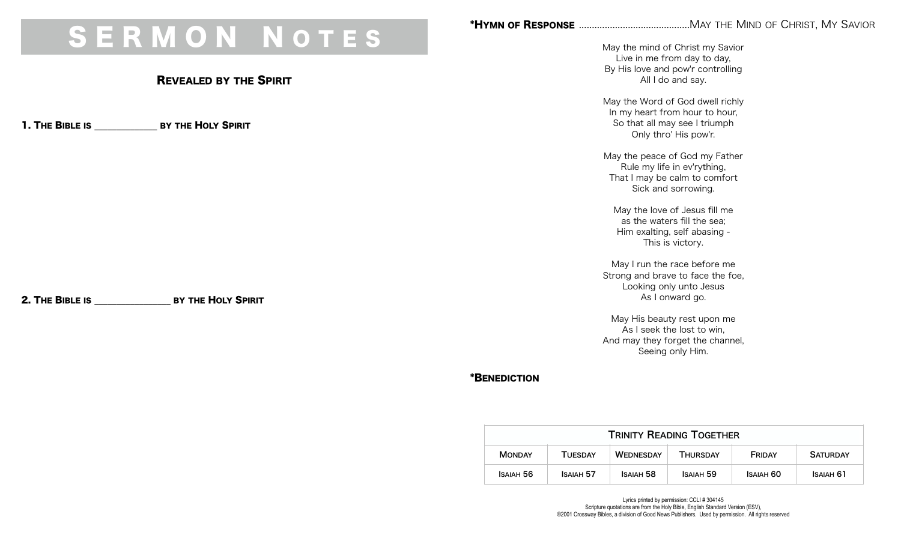# SERMON NOTES

## REVEALED BY THE SPIRIT

**1. THE BIBLE IS ____________ BY THE HOLY SPIRIT**

**2. THE BIBLE IS _______________ BY THE HOLY SPIRIT**

**\*HYMN OF RESPONSE** ..........................................MAY THE MIND OF CHRIST, MY SAVIOR

May the mind of Christ my Savior
Live in me from day to day,
By His love and pow'r controlling
All I do and say.

May the Word of God dwell richly
In my heart from hour to hour,
So that all may see I triumph
Only thro' His pow'r.

May the peace of God my Father
Rule my life in ev'rything,
That I may be calm to comfort
Sick and sorrowing.

May the love of Jesus fill me
as the waters fill the sea;
Him exalting, self abasing -
This is victory.

May I run the race before me
Strong and brave to face the foe,
Looking only unto Jesus
As I onward go.

May His beauty rest upon me
As I seek the lost to win,
And may they forget the channel,
Seeing only Him.

**\*BENEDICTION**

| TRINITY READING TOGETHER | | | | | |
|---|---|---|---|---|---|
| MONDAY | TUESDAY | WEDNESDAY | THURSDAY | FRIDAY | SATURDAY |
| ISAIAH 56 | ISAIAH 57 | ISAIAH 58 | ISAIAH 59 | ISAIAH 60 | ISAIAH 61 |

Lyrics printed by permission: CCLI # 304145
Scripture quotations are from the Holy Bible, English Standard Version (ESV),
©2001 Crossway Bibles, a division of Good News Publishers. Used by permission. All rights reserved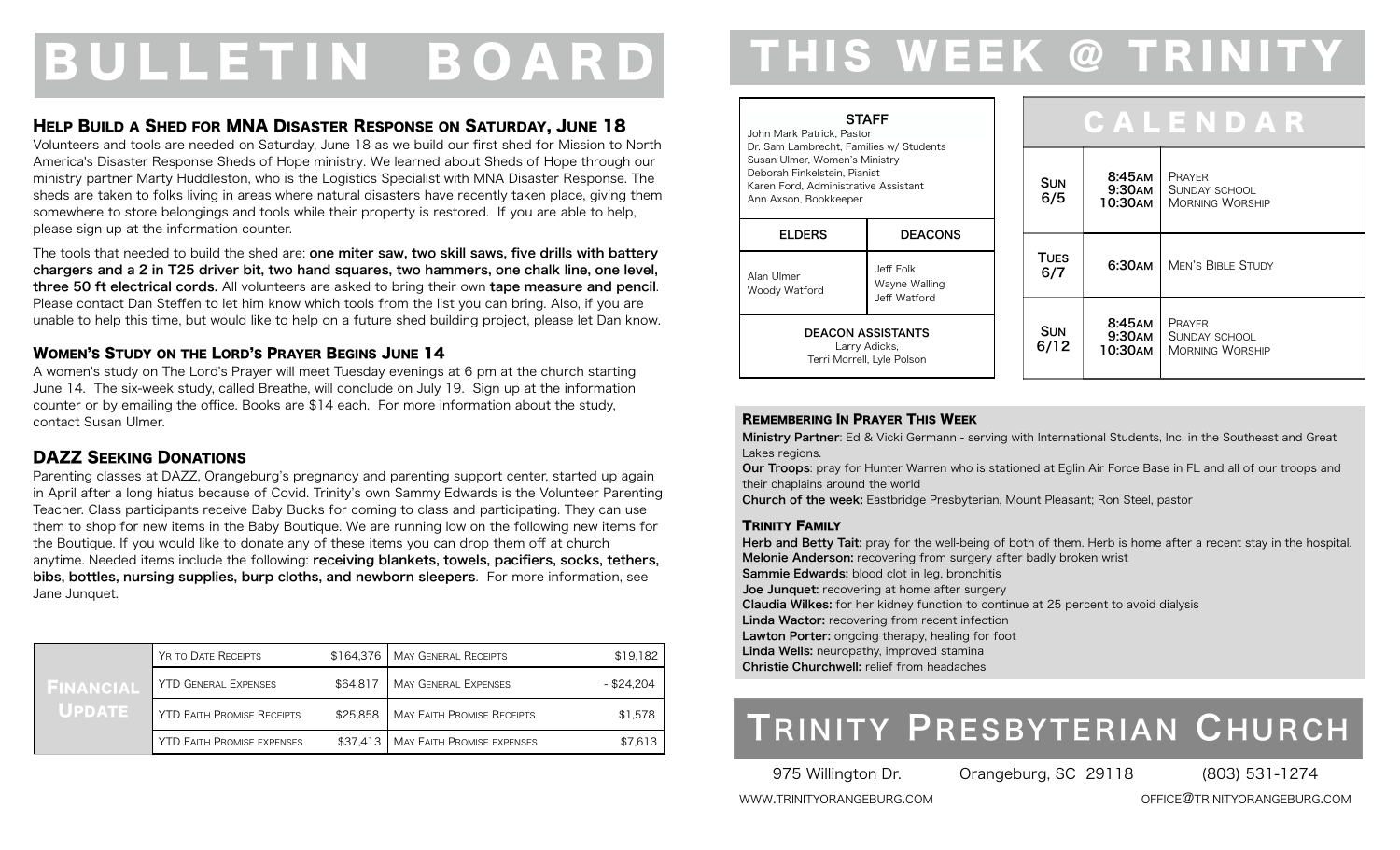# BULLETIN BOARD

### Help Build a Shed for MNA Disaster Response on Saturday, June 18

Volunteers and tools are needed on Saturday, June 18 as we build our first shed for Mission to North America's Disaster Response Sheds of Hope ministry. We learned about Sheds of Hope through our ministry partner Marty Huddleston, who is the Logistics Specialist with MNA Disaster Response. The sheds are taken to folks living in areas where natural disasters have recently taken place, giving them somewhere to store belongings and tools while their property is restored. If you are able to help, please sign up at the information counter.

The tools that needed to build the shed are: **one miter saw, two skill saws, five drills with battery chargers and a 2 in T25 driver bit, two hand squares, two hammers, one chalk line, one level, three 50 ft electrical cords.** All volunteers are asked to bring their own **tape measure and pencil**. Please contact Dan Steffen to let him know which tools from the list you can bring. Also, if you are unable to help this time, but would like to help on a future shed building project, please let Dan know.

### Women's Study on the Lord's Prayer Begins June 14

A women's study on The Lord's Prayer will meet Tuesday evenings at 6 pm at the church starting June 14. The six-week study, called Breathe, will conclude on July 19. Sign up at the information counter or by emailing the office. Books are $14 each. For more information about the study, contact Susan Ulmer.

### DAZZ Seeking Donations

Parenting classes at DAZZ, Orangeburg's pregnancy and parenting support center, started up again in April after a long hiatus because of Covid. Trinity's own Sammy Edwards is the Volunteer Parenting Teacher. Class participants receive Baby Bucks for coming to class and participating. They can use them to shop for new items in the Baby Boutique. We are running low on the following new items for the Boutique. If you would like to donate any of these items you can drop them off at church anytime. Needed items include the following: **receiving blankets, towels, pacifiers, socks, tethers, bibs, bottles, nursing supplies, burp cloths, and newborn sleepers**. For more information, see Jane Junquet.

| Financial Update | | | | |
|---|---|---|---|---|
| | Yr to Date Receipts | $164,376 | May General Receipts | $19,182 |
| | YTD General Expenses | $64,817 | May General Expenses | - $24,204 |
| | YTD Faith Promise Receipts | $25,858 | May Faith Promise Receipts | $1,578 |
| | YTD Faith Promise Expenses | $37,413 | May Faith Promise Expenses | $7,613 |

# THIS WEEK @ TRINITY

**STAFF**

John Mark Patrick, Pastor
Dr. Sam Lambrecht, Families w/ Students
Susan Ulmer, Women's Ministry
Deborah Finkelstein, Pianist
Karen Ford, Administrative Assistant
Ann Axson, Bookkeeper

| ELDERS | DEACONS |
|---|---|
| Alan Ulmer<br>Woody Watford | Jeff Folk<br>Wayne Walling<br>Jeff Watford |

**DEACON ASSISTANTS**

Larry Adicks,
Terri Morrell, Lyle Polson

## CALENDAR

| | | |
|---|---|---|
| Sun 6/5 | 8:45am<br>9:30am<br>10:30am | Prayer<br>Sunday school<br>Morning Worship |
| Tues 6/7 | 6:30am | Men's Bible Study |
| Sun 6/12 | 8:45am<br>9:30am<br>10:30am | Prayer<br>Sunday school<br>Morning Worship |

### Remembering In Prayer This Week

**Ministry Partner**: Ed & Vicki Germann - serving with International Students, Inc. in the Southeast and Great Lakes regions.
**Our Troops**: pray for Hunter Warren who is stationed at Eglin Air Force Base in FL and all of our troops and their chaplains around the world
**Church of the week:** Eastbridge Presbyterian, Mount Pleasant; Ron Steel, pastor

### Trinity Family

**Herb and Betty Tait:** pray for the well-being of both of them. Herb is home after a recent stay in the hospital.
**Melonie Anderson:** recovering from surgery after badly broken wrist
**Sammie Edwards:** blood clot in leg, bronchitis
**Joe Junquet:** recovering at home after surgery
**Claudia Wilkes:** for her kidney function to continue at 25 percent to avoid dialysis
**Linda Wactor:** recovering from recent infection
**Lawton Porter:** ongoing therapy, healing for foot
**Linda Wells:** neuropathy, improved stamina
**Christie Churchwell:** relief from headaches

# Trinity Presbyterian Church

975 Willington Dr. Orangeburg, SC 29118 (803) 531-1274

www.trinityorangeburg.com office@trinityorangeburg.com